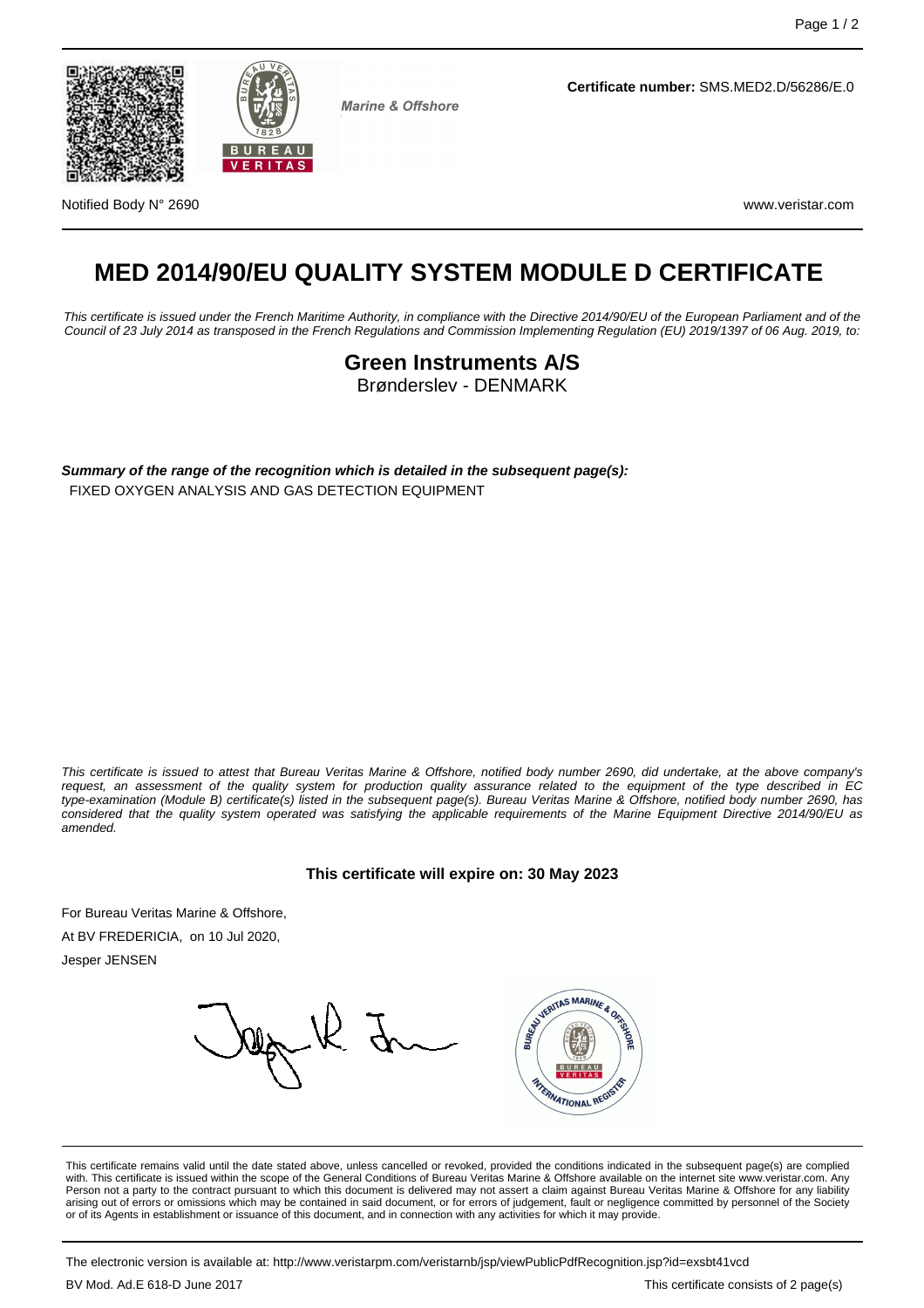Marine & Offshore

**Certificate number:** SMS.MED2.D/56286/E.0

Notified Body N° 2690

www.veristar.com

# MED 2014/90/EU QUALITY SYSTEM MODULE D CERTIFICATE

*This certificate is issued under the French Maritime Authority, in compliance with the Directive 2014/90/EU of the European Parliament and of the Council of 23 July 2014 as transposed in the French Regulations and Commission Implementing Regulation (EU) 2019/1397 of 06 Aug. 2019, to:*

## Green Instruments A/S

Brønderslev - DENMARK

***Summary of the range of the recognition which is detailed in the subsequent page(s):***

FIXED OXYGEN ANALYSIS AND GAS DETECTION EQUIPMENT

*This certificate is issued to attest that Bureau Veritas Marine & Offshore, notified body number 2690, did undertake, at the above company's request, an assessment of the quality system for production quality assurance related to the equipment of the type described in EC type-examination (Module B) certificate(s) listed in the subsequent page(s). Bureau Veritas Marine & Offshore, notified body number 2690, has considered that the quality system operated was satisfying the applicable requirements of the Marine Equipment Directive 2014/90/EU as amended.*

**This certificate will expire on: 30 May 2023**

For Bureau Veritas Marine & Offshore,

At BV FREDERICIA, on 10 Jul 2020,

Jesper JENSEN

This certificate remains valid until the date stated above, unless cancelled or revoked, provided the conditions indicated in the subsequent page(s) are complied with. This certificate is issued within the scope of the General Conditions of Bureau Veritas Marine & Offshore available on the internet site www.veristar.com. Any Person not a party to the contract pursuant to which this document is delivered may not assert a claim against Bureau Veritas Marine & Offshore for any liability arising out of errors or omissions which may be contained in said document, or for errors of judgement, fault or negligence committed by personnel of the Society or of its Agents in establishment or issuance of this document, and in connection with any activities for which it may provide.

The electronic version is available at: http://www.veristarpm.com/veristarnb/jsp/viewPublicPdfRecognition.jsp?id=exsbt41vcd

BV Mod. Ad.E 618-D June 2017

This certificate consists of 2 page(s)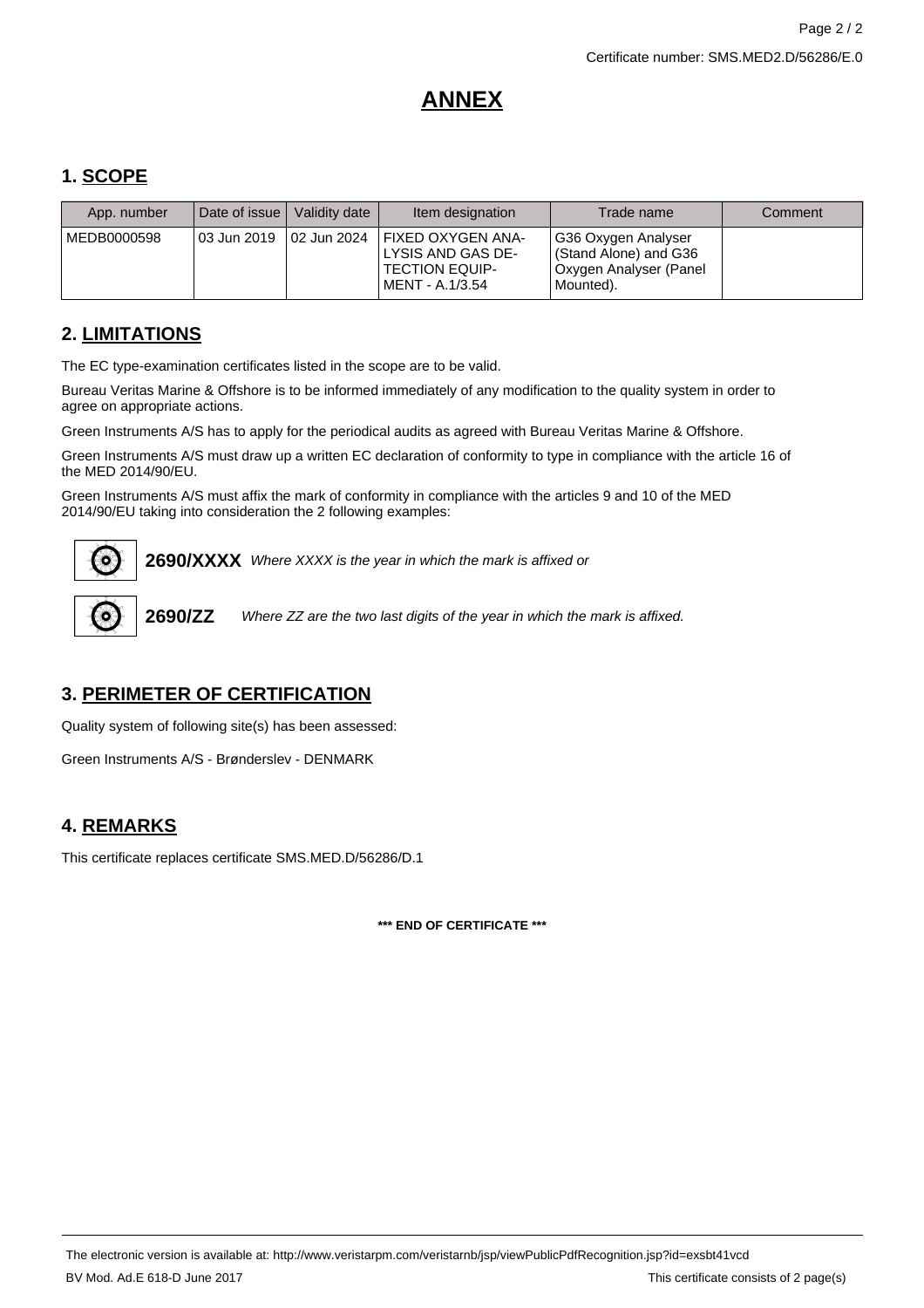Certificate number: SMS.MED2.D/56286/E.0

# ANNEX

## 1. SCOPE

| App. number | Date of issue | Validity date | Item designation | Trade name | Comment |
|---|---|---|---|---|---|
| MEDB0000598 | 03 Jun 2019 | 02 Jun 2024 | FIXED OXYGEN ANALYSIS AND GAS DETECTION EQUIPMENT - A.1/3.54 | G36 Oxygen Analyser (Stand Alone) and G36 Oxygen Analyser (Panel Mounted). | |

## 2. LIMITATIONS

The EC type-examination certificates listed in the scope are to be valid.

Bureau Veritas Marine & Offshore is to be informed immediately of any modification to the quality system in order to agree on appropriate actions.

Green Instruments A/S has to apply for the periodical audits as agreed with Bureau Veritas Marine & Offshore.

Green Instruments A/S must draw up a written EC declaration of conformity to type in compliance with the article 16 of the MED 2014/90/EU.

Green Instruments A/S must affix the mark of conformity in compliance with the articles 9 and 10 of the MED 2014/90/EU taking into consideration the 2 following examples:

**2690/XXXX** *Where XXXX is the year in which the mark is affixed or*

**2690/ZZ** *Where ZZ are the two last digits of the year in which the mark is affixed.*

## 3. PERIMETER OF CERTIFICATION

Quality system of following site(s) has been assessed:

Green Instruments A/S - Brønderslev - DENMARK

## 4. REMARKS

This certificate replaces certificate SMS.MED.D/56286/D.1

**\*\*\* END OF CERTIFICATE \*\*\***

The electronic version is available at: http://www.veristarpm.com/veristarnb/jsp/viewPublicPdfRecognition.jsp?id=exsbt41vcd

BV Mod. Ad.E 618-D June 2017

This certificate consists of 2 page(s)